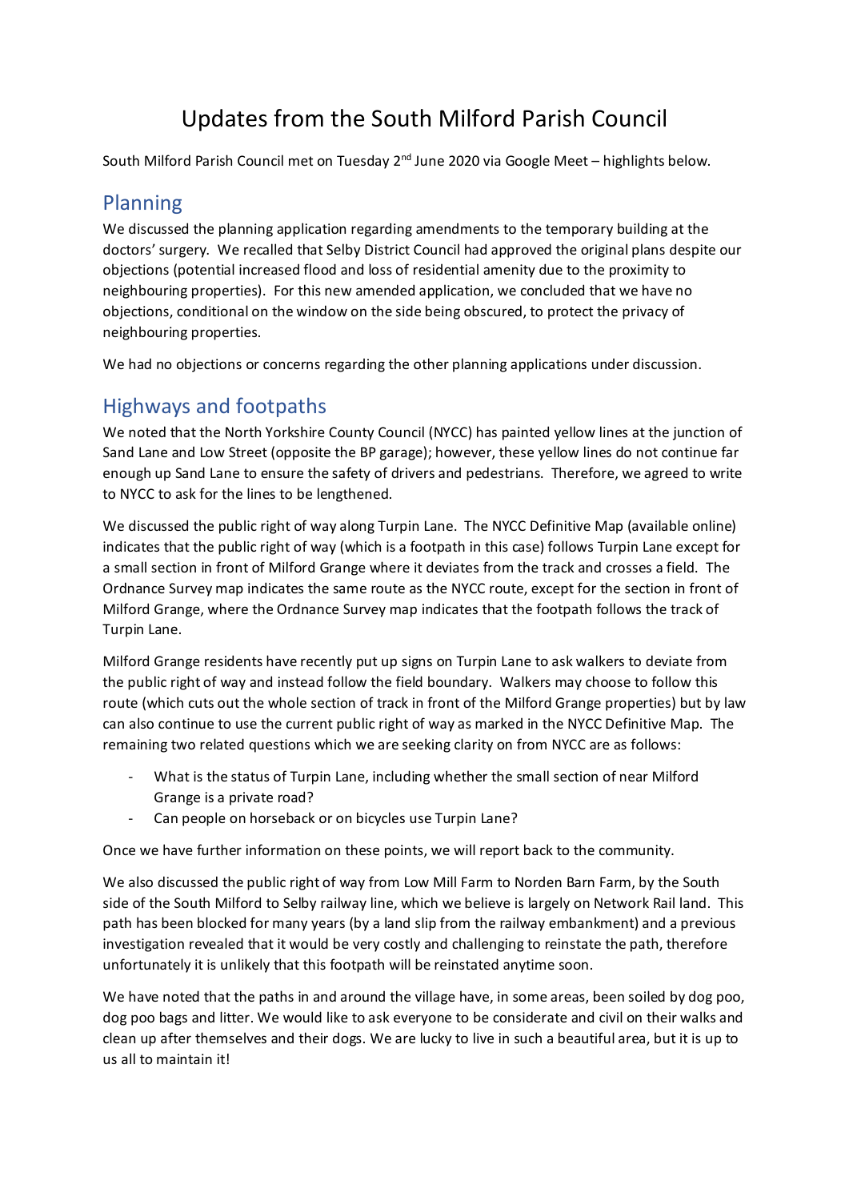# Updates from the South Milford Parish Council

South Milford Parish Council met on Tuesday 2nd June 2020 via Google Meet – highlights below.

## Planning

We discussed the planning application regarding amendments to the temporary building at the doctors' surgery. We recalled that Selby District Council had approved the original plans despite our objections (potential increased flood and loss of residential amenity due to the proximity to neighbouring properties). For this new amended application, we concluded that we have no objections, conditional on the window on the side being obscured, to protect the privacy of neighbouring properties.

We had no objections or concerns regarding the other planning applications under discussion.

## Highways and footpaths

We noted that the North Yorkshire County Council (NYCC) has painted yellow lines at the junction of Sand Lane and Low Street (opposite the BP garage); however, these yellow lines do not continue far enough up Sand Lane to ensure the safety of drivers and pedestrians. Therefore, we agreed to write to NYCC to ask for the lines to be lengthened.

We discussed the public right of way along Turpin Lane. The NYCC Definitive Map (available online) indicates that the public right of way (which is a footpath in this case) follows Turpin Lane except for a small section in front of Milford Grange where it deviates from the track and crosses a field. The Ordnance Survey map indicates the same route as the NYCC route, except for the section in front of Milford Grange, where the Ordnance Survey map indicates that the footpath follows the track of Turpin Lane.

Milford Grange residents have recently put up signs on Turpin Lane to ask walkers to deviate from the public right of way and instead follow the field boundary. Walkers may choose to follow this route (which cuts out the whole section of track in front of the Milford Grange properties) but by law can also continue to use the current public right of way as marked in the NYCC Definitive Map. The remaining two related questions which we are seeking clarity on from NYCC are as follows:

- What is the status of Turpin Lane, including whether the small section of near Milford Grange is a private road?
- Can people on horseback or on bicycles use Turpin Lane?

Once we have further information on these points, we will report back to the community.

We also discussed the public right of way from Low Mill Farm to Norden Barn Farm, by the South side of the South Milford to Selby railway line, which we believe is largely on Network Rail land. This path has been blocked for many years (by a land slip from the railway embankment) and a previous investigation revealed that it would be very costly and challenging to reinstate the path, therefore unfortunately it is unlikely that this footpath will be reinstated anytime soon.

We have noted that the paths in and around the village have, in some areas, been soiled by dog poo, dog poo bags and litter. We would like to ask everyone to be considerate and civil on their walks and clean up after themselves and their dogs. We are lucky to live in such a beautiful area, but it is up to us all to maintain it!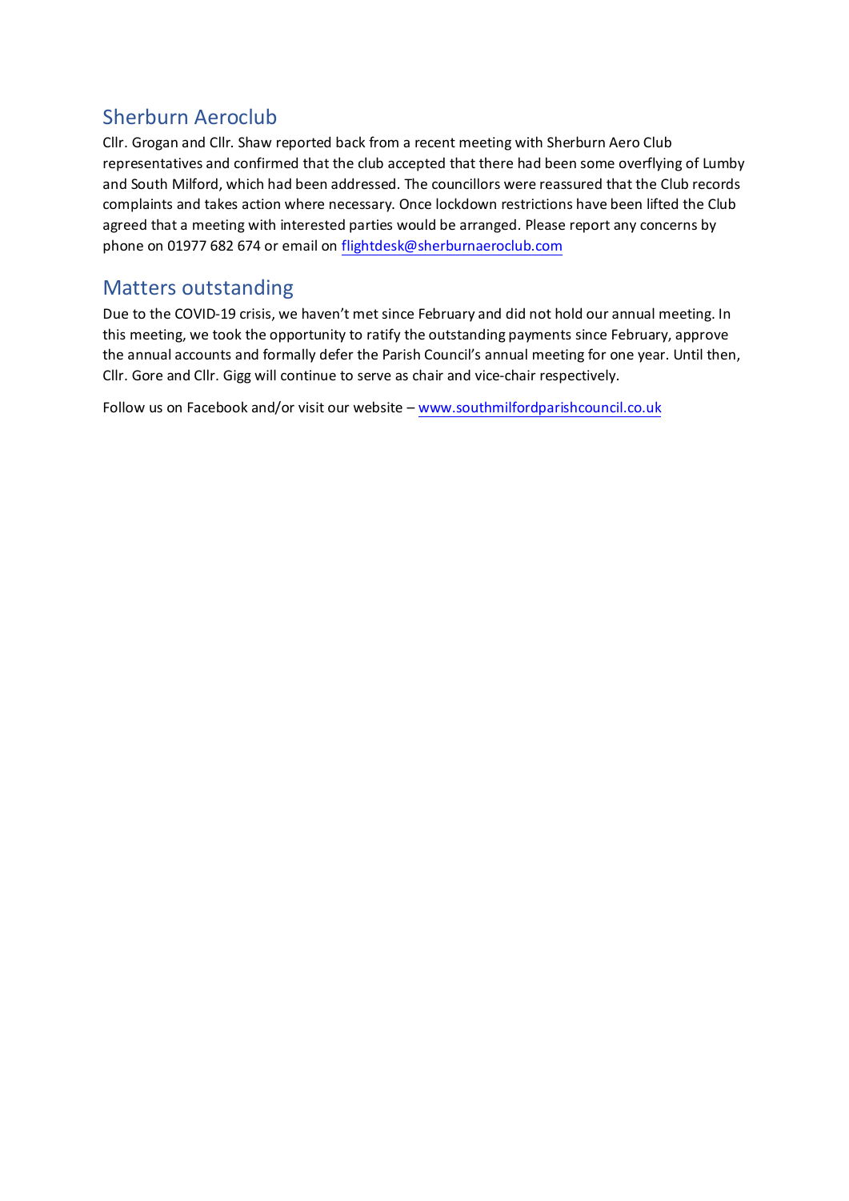## Sherburn Aeroclub

Cllr. Grogan and Cllr. Shaw reported back from a recent meeting with Sherburn Aero Club representatives and confirmed that the club accepted that there had been some overflying of Lumby and South Milford, which had been addressed. The councillors were reassured that the Club records complaints and takes action where necessary. Once lockdown restrictions have been lifted the Club agreed that a meeting with interested parties would be arranged. Please report any concerns by phone on 01977 682 674 or email on flightdesk@sherburnaeroclub.com

## Matters outstanding

Due to the COVID-19 crisis, we haven't met since February and did not hold our annual meeting. In this meeting, we took the opportunity to ratify the outstanding payments since February, approve the annual accounts and formally defer the Parish Council's annual meeting for one year. Until then, Cllr. Gore and Cllr. Gigg will continue to serve as chair and vice-chair respectively.

Follow us on Facebook and/or visit our website – www.southmilfordparishcouncil.co.uk